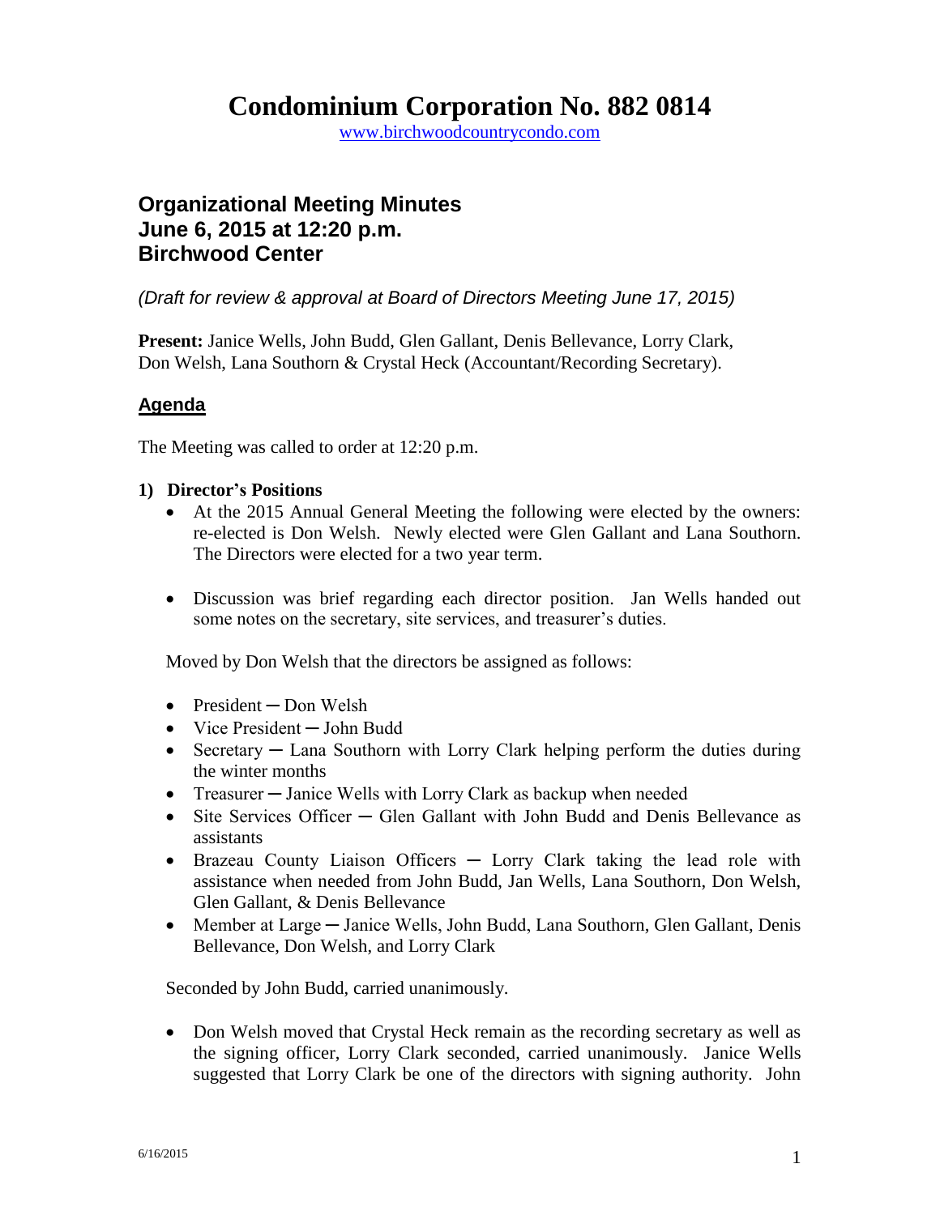# Condominium Corporation No. 882 0814

www.birchwoodcountrycondo.com

## Organizational Meeting Minutes
## June 6, 2015 at 12:20 p.m.
## Birchwood Center

*(Draft for review & approval at Board of Directors Meeting June 17, 2015)*

**Present:** Janice Wells, John Budd, Glen Gallant, Denis Bellevance, Lorry Clark, Don Welsh, Lana Southorn & Crystal Heck (Accountant/Recording Secretary).

### Agenda

The Meeting was called to order at 12:20 p.m.

**1) Director's Positions**

- At the 2015 Annual General Meeting the following were elected by the owners: re-elected is Don Welsh. Newly elected were Glen Gallant and Lana Southorn. The Directors were elected for a two year term.

- Discussion was brief regarding each director position. Jan Wells handed out some notes on the secretary, site services, and treasurer's duties.

Moved by Don Welsh that the directors be assigned as follows:

- President ─ Don Welsh
- Vice President ─ John Budd
- Secretary ─ Lana Southorn with Lorry Clark helping perform the duties during the winter months
- Treasurer ─ Janice Wells with Lorry Clark as backup when needed
- Site Services Officer ─ Glen Gallant with John Budd and Denis Bellevance as assistants
- Brazeau County Liaison Officers ─ Lorry Clark taking the lead role with assistance when needed from John Budd, Jan Wells, Lana Southorn, Don Welsh, Glen Gallant, & Denis Bellevance
- Member at Large ─ Janice Wells, John Budd, Lana Southorn, Glen Gallant, Denis Bellevance, Don Welsh, and Lorry Clark

Seconded by John Budd, carried unanimously.

- Don Welsh moved that Crystal Heck remain as the recording secretary as well as the signing officer, Lorry Clark seconded, carried unanimously. Janice Wells suggested that Lorry Clark be one of the directors with signing authority. John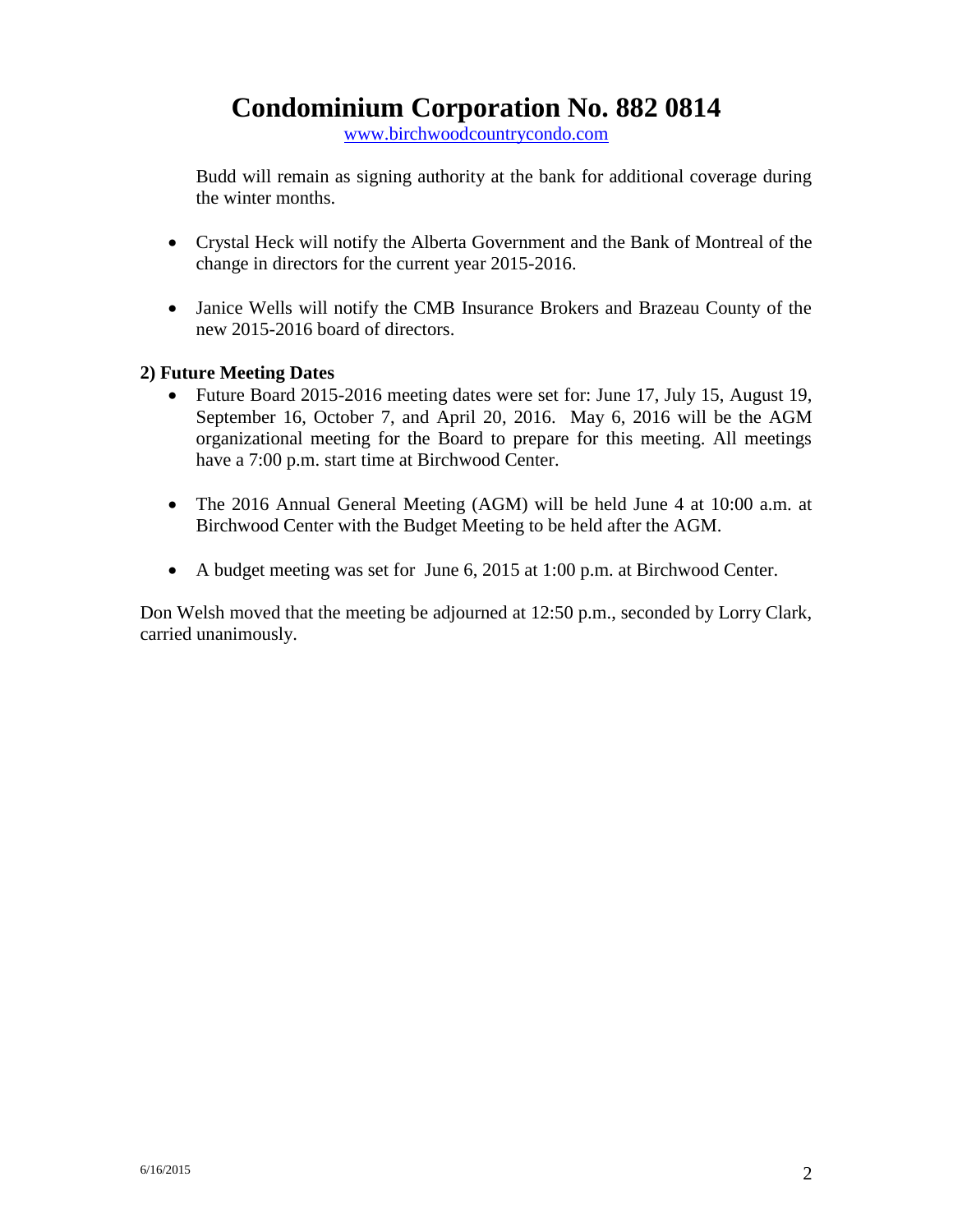# Condominium Corporation No. 882 0814

www.birchwoodcountrycondo.com

Budd will remain as signing authority at the bank for additional coverage during the winter months.

- Crystal Heck will notify the Alberta Government and the Bank of Montreal of the change in directors for the current year 2015-2016.
- Janice Wells will notify the CMB Insurance Brokers and Brazeau County of the new 2015-2016 board of directors.

**2) Future Meeting Dates**

- Future Board 2015-2016 meeting dates were set for: June 17, July 15, August 19, September 16, October 7, and April 20, 2016. May 6, 2016 will be the AGM organizational meeting for the Board to prepare for this meeting. All meetings have a 7:00 p.m. start time at Birchwood Center.
- The 2016 Annual General Meeting (AGM) will be held June 4 at 10:00 a.m. at Birchwood Center with the Budget Meeting to be held after the AGM.
- A budget meeting was set for June 6, 2015 at 1:00 p.m. at Birchwood Center.

Don Welsh moved that the meeting be adjourned at 12:50 p.m., seconded by Lorry Clark, carried unanimously.